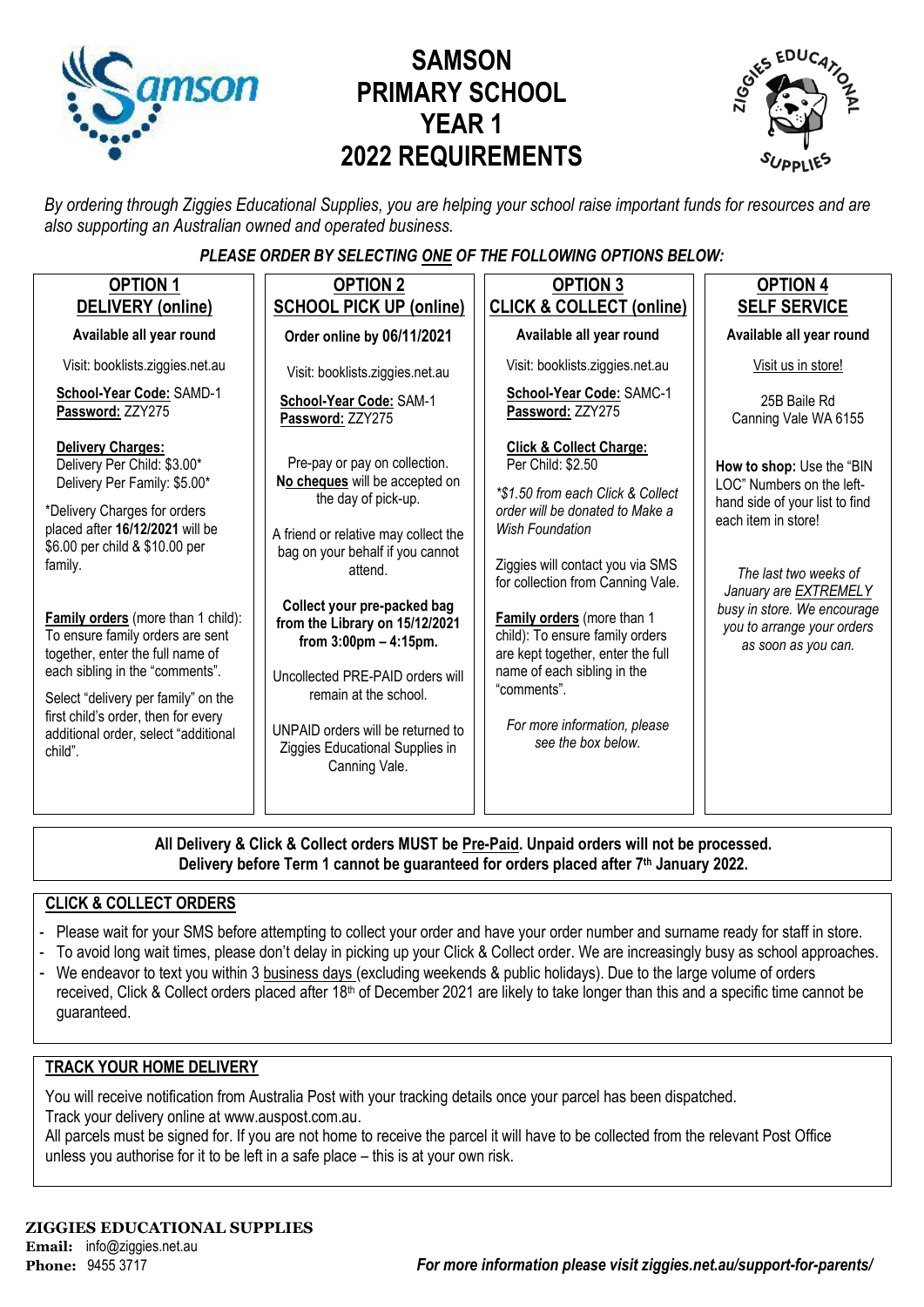# SAMSON PRIMARY SCHOOL YEAR 1 2022 REQUIREMENTS

*By ordering through Ziggies Educational Supplies, you are helping your school raise important funds for resources and are also supporting an Australian owned and operated business.*

***PLEASE ORDER BY SELECTING ONE OF THE FOLLOWING OPTIONS BELOW:***

## OPTION 1 – DELIVERY (online)

**Available all year round**

Visit: booklists.ziggies.net.au

**School-Year Code:** SAMD-1
**Password:** ZZY275

**Delivery Charges:**
Delivery Per Child: $3.00*
Delivery Per Family: $5.00*

*Delivery Charges for orders placed after **16/12/2021** will be $6.00 per child & $10.00 per family.

**Family orders** (more than 1 child): To ensure family orders are sent together, enter the full name of each sibling in the "comments".

Select "delivery per family" on the first child's order, then for every additional order, select "additional child".

## OPTION 2 – SCHOOL PICK UP (online)

**Order online by 06/11/2021**

Visit: booklists.ziggies.net.au

**School-Year Code:** SAM-1
**Password:** ZZY275

Pre-pay or pay on collection. **No cheques** will be accepted on the day of pick-up.

A friend or relative may collect the bag on your behalf if you cannot attend.

**Collect your pre-packed bag from the Library on 15/12/2021 from 3:00pm – 4:15pm.**

Uncollected PRE-PAID orders will remain at the school.

UNPAID orders will be returned to Ziggies Educational Supplies in Canning Vale.

## OPTION 3 – CLICK & COLLECT (online)

**Available all year round**

Visit: booklists.ziggies.net.au

**School-Year Code:** SAMC-1
**Password:** ZZY275

**Click & Collect Charge:**
Per Child: $2.50

*\*$1.50 from each Click & Collect order will be donated to Make a Wish Foundation*

Ziggies will contact you via SMS for collection from Canning Vale.

**Family orders** (more than 1 child): To ensure family orders are kept together, enter the full name of each sibling in the "comments".

*For more information, please see the box below.*

## OPTION 4 – SELF SERVICE

**Available all year round**

Visit us in store!

25B Baile Rd
Canning Vale WA 6155

**How to shop:** Use the "BIN LOC" Numbers on the left-hand side of your list to find each item in store!

*The last two weeks of January are EXTREMELY busy in store. We encourage you to arrange your orders as soon as you can.*

---

**All Delivery & Click & Collect orders MUST be Pre-Paid. Unpaid orders will not be processed.**
**Delivery before Term 1 cannot be guaranteed for orders placed after 7th January 2022.**

## CLICK & COLLECT ORDERS

- Please wait for your SMS before attempting to collect your order and have your order number and surname ready for staff in store.
- To avoid long wait times, please don't delay in picking up your Click & Collect order. We are increasingly busy as school approaches.
- We endeavor to text you within 3 business days (excluding weekends & public holidays). Due to the large volume of orders received, Click & Collect orders placed after 18th of December 2021 are likely to take longer than this and a specific time cannot be guaranteed.

## TRACK YOUR HOME DELIVERY

You will receive notification from Australia Post with your tracking details once your parcel has been dispatched.
Track your delivery online at www.auspost.com.au.
All parcels must be signed for. If you are not home to receive the parcel it will have to be collected from the relevant Post Office unless you authorise for it to be left in a safe place – this is at your own risk.

**ZIGGIES EDUCATIONAL SUPPLIES**
**Email:** info@ziggies.net.au
**Phone:** 9455 3717

***For more information please visit ziggies.net.au/support-for-parents/***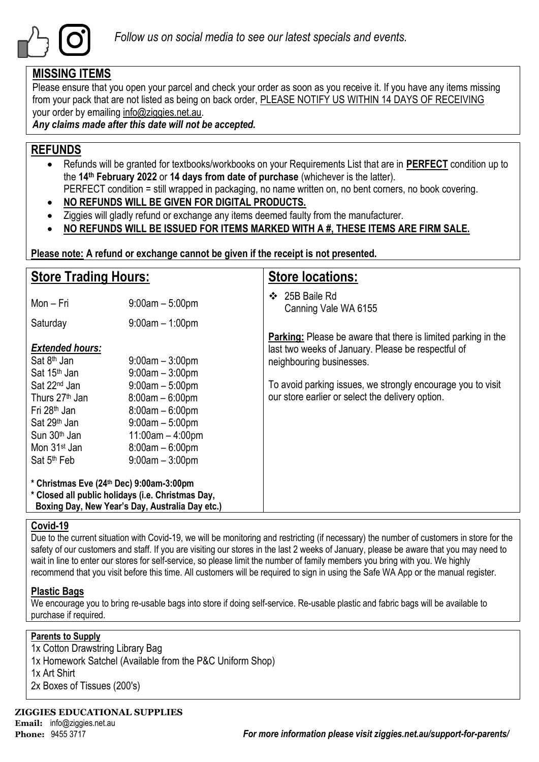*Follow us on social media to see our latest specials and events.*

## MISSING ITEMS

Please ensure that you open your parcel and check your order as soon as you receive it. If you have any items missing from your pack that are not listed as being on back order, PLEASE NOTIFY US WITHIN 14 DAYS OF RECEIVING your order by emailing info@ziggies.net.au.

***Any claims made after this date will not be accepted.***

## REFUNDS

- Refunds will be granted for textbooks/workbooks on your Requirements List that are in **PERFECT** condition up to the **14th February 2022** or **14 days from date of purchase** (whichever is the latter).
  PERFECT condition = still wrapped in packaging, no name written on, no bent corners, no book covering.
- **NO REFUNDS WILL BE GIVEN FOR DIGITAL PRODUCTS.**
- Ziggies will gladly refund or exchange any items deemed faulty from the manufacturer.
- **NO REFUNDS WILL BE ISSUED FOR ITEMS MARKED WITH A #, THESE ITEMS ARE FIRM SALE.**

**Please note: A refund or exchange cannot be given if the receipt is not presented.**

## Store Trading Hours:

| | |
|---|---|
| Mon – Fri | 9:00am – 5:00pm |
| Saturday | 9:00am – 1:00pm |

***Extended hours:***

| | |
|---|---|
| Sat 8th Jan | 9:00am – 3:00pm |
| Sat 15th Jan | 9:00am – 3:00pm |
| Sat 22nd Jan | 9:00am – 5:00pm |
| Thurs 27th Jan | 8:00am – 6:00pm |
| Fri 28th Jan | 8:00am – 6:00pm |
| Sat 29th Jan | 9:00am – 5:00pm |
| Sun 30th Jan | 11:00am – 4:00pm |
| Mon 31st Jan | 8:00am – 6:00pm |
| Sat 5th Feb | 9:00am – 3:00pm |

**\* Christmas Eve (24th Dec) 9:00am-3:00pm**
**\* Closed all public holidays (i.e. Christmas Day, Boxing Day, New Year's Day, Australia Day etc.)**

## Store locations:

- 25B Baile Rd
  Canning Vale WA 6155

**Parking:** Please be aware that there is limited parking in the last two weeks of January. Please be respectful of neighbouring businesses.

To avoid parking issues, we strongly encourage you to visit our store earlier or select the delivery option.

## Covid-19

Due to the current situation with Covid-19, we will be monitoring and restricting (if necessary) the number of customers in store for the safety of our customers and staff. If you are visiting our stores in the last 2 weeks of January, please be aware that you may need to wait in line to enter our stores for self-service, so please limit the number of family members you bring with you. We highly recommend that you visit before this time. All customers will be required to sign in using the Safe WA App or the manual register.

## Plastic Bags

We encourage you to bring re-usable bags into store if doing self-service. Re-usable plastic and fabric bags will be available to purchase if required.

## Parents to Supply

1x Cotton Drawstring Library Bag
1x Homework Satchel (Available from the P&C Uniform Shop)
1x Art Shirt
2x Boxes of Tissues (200's)

**ZIGGIES EDUCATIONAL SUPPLIES**
**Email:** info@ziggies.net.au
**Phone:** 9455 3717

***For more information please visit ziggies.net.au/support-for-parents/***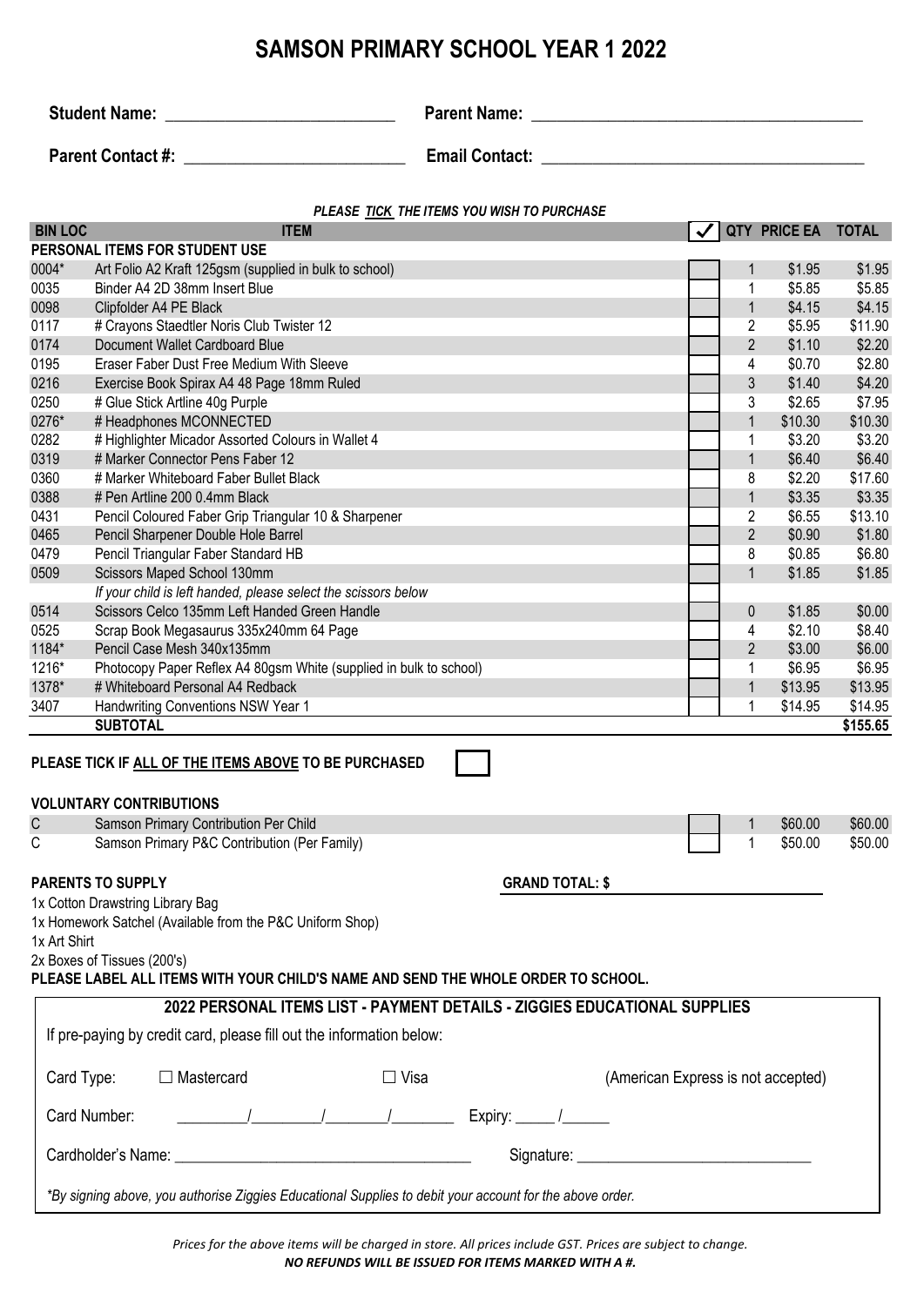# SAMSON PRIMARY SCHOOL YEAR 1 2022

**Student Name:** ______________________ **Parent Name:** ______________________

**Parent Contact #:** ______________________ **Email Contact:** ______________________

***PLEASE TICK THE ITEMS YOU WISH TO PURCHASE***

| BIN LOC | ITEM | ✓ | QTY | PRICE EA | TOTAL |
|---|---|---|---|---|---|
| **PERSONAL ITEMS FOR STUDENT USE** | | | | | |
| 0004* | Art Folio A2 Kraft 125gsm (supplied in bulk to school) | | 1 | $1.95 | $1.95 |
| 0035 | Binder A4 2D 38mm Insert Blue | | 1 | $5.85 | $5.85 |
| 0098 | Clipfolder A4 PE Black | | 1 | $4.15 | $4.15 |
| 0117 | # Crayons Staedtler Noris Club Twister 12 | | 2 | $5.95 | $11.90 |
| 0174 | Document Wallet Cardboard Blue | | 2 | $1.10 | $2.20 |
| 0195 | Eraser Faber Dust Free Medium With Sleeve | | 4 | $0.70 | $2.80 |
| 0216 | Exercise Book Spirax A4 48 Page 18mm Ruled | | 3 | $1.40 | $4.20 |
| 0250 | # Glue Stick Artline 40g Purple | | 3 | $2.65 | $7.95 |
| 0276* | # Headphones MCONNECTED | | 1 | $10.30 | $10.30 |
| 0282 | # Highlighter Micador Assorted Colours in Wallet 4 | | 1 | $3.20 | $3.20 |
| 0319 | # Marker Connector Pens Faber 12 | | 1 | $6.40 | $6.40 |
| 0360 | # Marker Whiteboard Faber Bullet Black | | 8 | $2.20 | $17.60 |
| 0388 | # Pen Artline 200 0.4mm Black | | 1 | $3.35 | $3.35 |
| 0431 | Pencil Coloured Faber Grip Triangular 10 & Sharpener | | 2 | $6.55 | $13.10 |
| 0465 | Pencil Sharpener Double Hole Barrel | | 2 | $0.90 | $1.80 |
| 0479 | Pencil Triangular Faber Standard HB | | 8 | $0.85 | $6.80 |
| 0509 | Scissors Maped School 130mm | | 1 | $1.85 | $1.85 |
| | *If your child is left handed, please select the scissors below* | | | | |
| 0514 | Scissors Celco 135mm Left Handed Green Handle | | 0 | $1.85 | $0.00 |
| 0525 | Scrap Book Megasaurus 335x240mm 64 Page | | 4 | $2.10 | $8.40 |
| 1184* | Pencil Case Mesh 340x135mm | | 2 | $3.00 | $6.00 |
| 1216* | Photocopy Paper Reflex A4 80gsm White (supplied in bulk to school) | | 1 | $6.95 | $6.95 |
| 1378* | # Whiteboard Personal A4 Redback | | 1 | $13.95 | $13.95 |
| 3407 | Handwriting Conventions NSW Year 1 | | 1 | $14.95 | $14.95 |
| | **SUBTOTAL** | | | | **$155.65** |

**PLEASE TICK IF ALL OF THE ITEMS ABOVE TO BE PURCHASED** ☐

**VOLUNTARY CONTRIBUTIONS**

| | | | | | |
|---|---|---|---|---|---|
| C | Samson Primary Contribution Per Child | | 1 | $60.00 | $60.00 |
| C | Samson Primary P&C Contribution (Per Family) | | 1 | $50.00 | $50.00 |

**PARENTS TO SUPPLY**

1x Cotton Drawstring Library Bag
1x Homework Satchel (Available from the P&C Uniform Shop)
1x Art Shirt
2x Boxes of Tissues (200's)

**GRAND TOTAL: $** ______________

**PLEASE LABEL ALL ITEMS WITH YOUR CHILD'S NAME AND SEND THE WHOLE ORDER TO SCHOOL.**

## 2022 PERSONAL ITEMS LIST - PAYMENT DETAILS - ZIGGIES EDUCATIONAL SUPPLIES

If pre-paying by credit card, please fill out the information below:

Card Type: ☐ Mastercard ☐ Visa (American Express is not accepted)

Card Number: ________/________/________/________ Expiry: _____ /______

Cardholder's Name: ______________________ Signature: ______________________

*\*By signing above, you authorise Ziggies Educational Supplies to debit your account for the above order.*

*Prices for the above items will be charged in store. All prices include GST. Prices are subject to change.*

***NO REFUNDS WILL BE ISSUED FOR ITEMS MARKED WITH A #.***